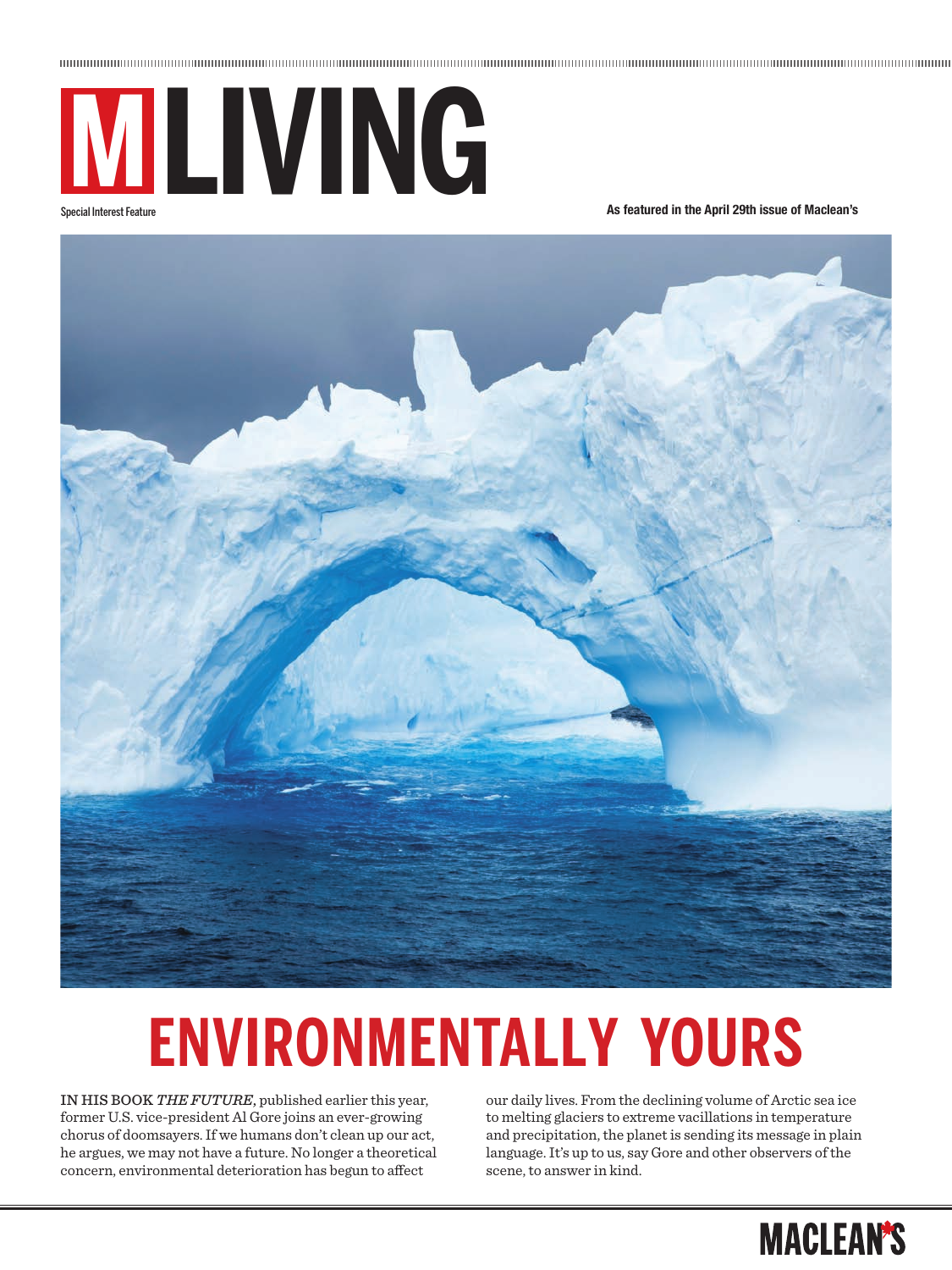# M LIVING

Special Interest Feature

As featured in the April 29th issue of Maclean's

# ENVIRONMENTALLY YOURS

IN HIS BOOK *THE FUTURE*, published earlier this year, former U.S. vice-president Al Gore joins an ever-growing chorus of doomsayers. If we humans don't clean up our act, he argues, we may not have a future. No longer a theoretical concern, environmental deterioration has begun to affect our daily lives. From the declining volume of Arctic sea ice to melting glaciers to extreme vacillations in temperature and precipitation, the planet is sending its message in plain language. It's up to us, say Gore and other observers of the scene, to answer in kind.

MACLEAN'S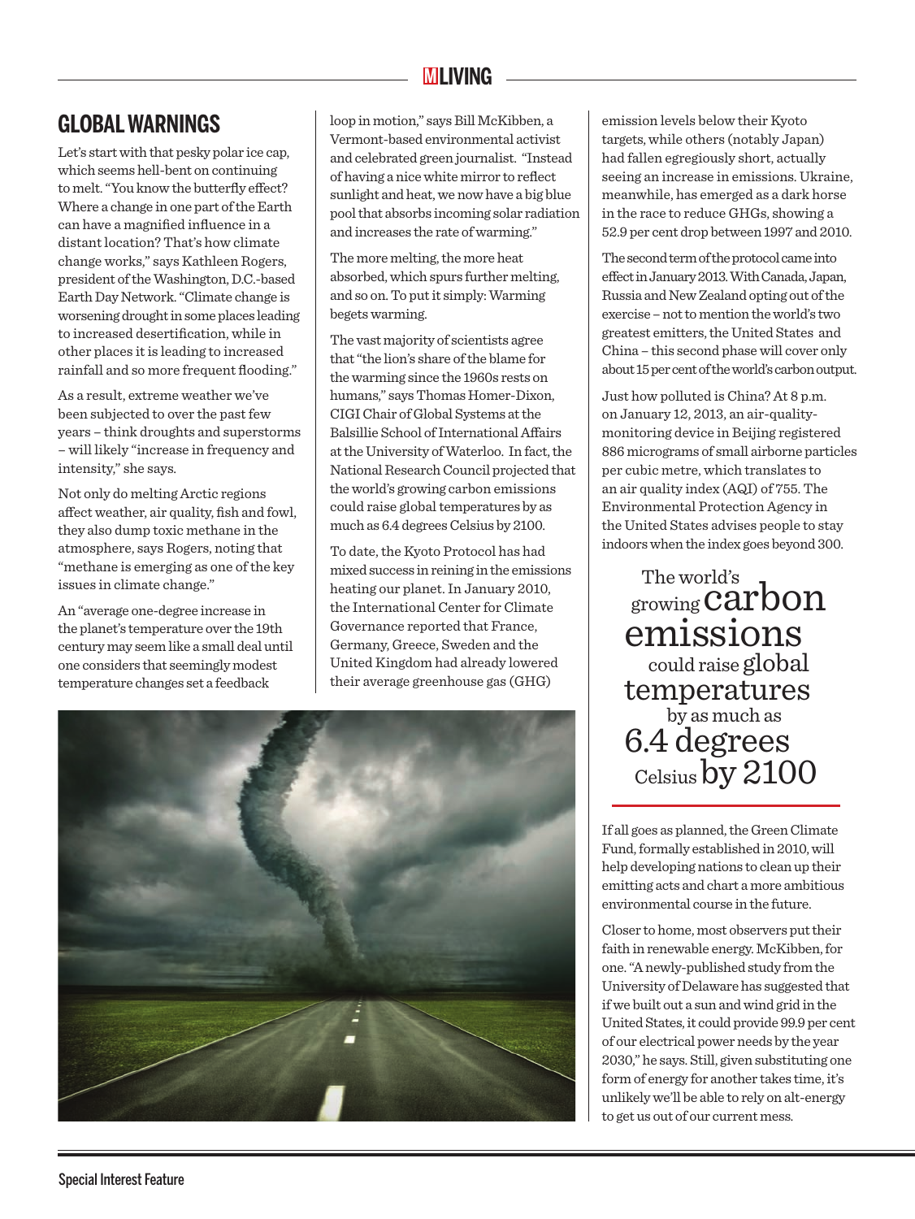## GLOBAL WARNINGS

Let's start with that pesky polar ice cap, which seems hell-bent on continuing to melt. "You know the butterfly effect? Where a change in one part of the Earth can have a magnified influence in a distant location? That's how climate change works," says Kathleen Rogers, president of the Washington, D.C.-based Earth Day Network. "Climate change is worsening drought in some places leading to increased desertification, while in other places it is leading to increased rainfall and so more frequent flooding."

As a result, extreme weather we've been subjected to over the past few years – think droughts and superstorms – will likely "increase in frequency and intensity," she says.

Not only do melting Arctic regions affect weather, air quality, fish and fowl, they also dump toxic methane in the atmosphere, says Rogers, noting that "methane is emerging as one of the key issues in climate change."

An "average one-degree increase in the planet's temperature over the 19th century may seem like a small deal until one considers that seemingly modest temperature changes set a feedback loop in motion," says Bill McKibben, a Vermont-based environmental activist and celebrated green journalist. "Instead of having a nice white mirror to reflect sunlight and heat, we now have a big blue pool that absorbs incoming solar radiation and increases the rate of warming."

The more melting, the more heat absorbed, which spurs further melting, and so on. To put it simply: Warming begets warming.

The vast majority of scientists agree that "the lion's share of the blame for the warming since the 1960s rests on humans," says Thomas Homer-Dixon, CIGI Chair of Global Systems at the Balsillie School of International Affairs at the University of Waterloo. In fact, the National Research Council projected that the world's growing carbon emissions could raise global temperatures by as much as 6.4 degrees Celsius by 2100.

To date, the Kyoto Protocol has had mixed success in reining in the emissions heating our planet. In January 2010, the International Center for Climate Governance reported that France, Germany, Greece, Sweden and the United Kingdom had already lowered their average greenhouse gas (GHG) emission levels below their Kyoto targets, while others (notably Japan) had fallen egregiously short, actually seeing an increase in emissions. Ukraine, meanwhile, has emerged as a dark horse in the race to reduce GHGs, showing a 52.9 per cent drop between 1997 and 2010.

The second term of the protocol came into effect in January 2013. With Canada, Japan, Russia and New Zealand opting out of the exercise – not to mention the world's two greatest emitters, the United States and China – this second phase will cover only about 15 per cent of the world's carbon output.

Just how polluted is China? At 8 p.m. on January 12, 2013, an air-quality-monitoring device in Beijing registered 886 micrograms of small airborne particles per cubic metre, which translates to an air quality index (AQI) of 755. The Environmental Protection Agency in the United States advises people to stay indoors when the index goes beyond 300.

> The world's growing carbon emissions could raise global temperatures by as much as 6.4 degrees Celsius by 2100

If all goes as planned, the Green Climate Fund, formally established in 2010, will help developing nations to clean up their emitting acts and chart a more ambitious environmental course in the future.

Closer to home, most observers put their faith in renewable energy. McKibben, for one. "A newly-published study from the University of Delaware has suggested that if we built out a sun and wind grid in the United States, it could provide 99.9 per cent of our electrical power needs by the year 2030," he says. Still, given substituting one form of energy for another takes time, it's unlikely we'll be able to rely on alt-energy to get us out of our current mess.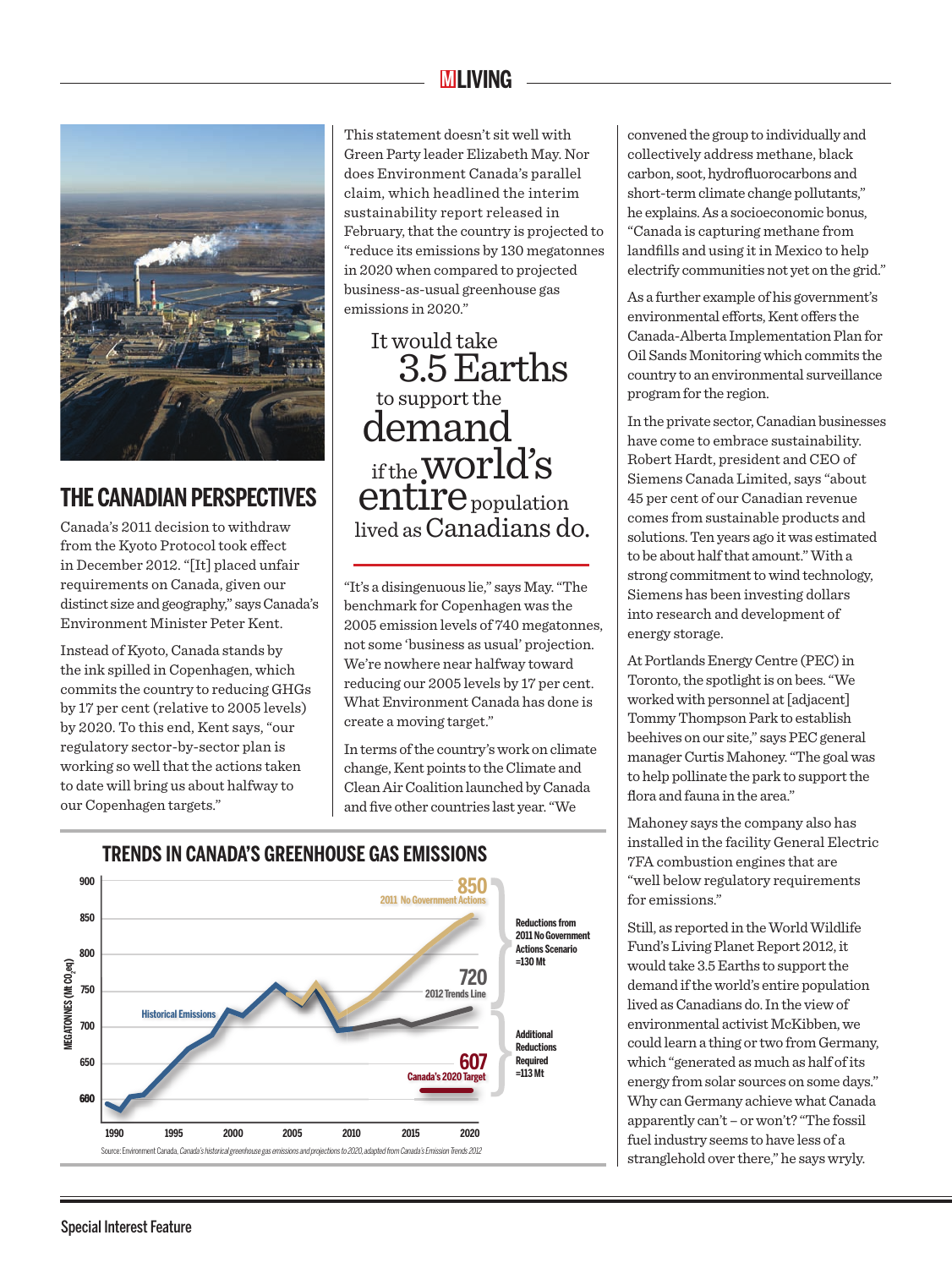## THE CANADIAN PERSPECTIVES

Canada's 2011 decision to withdraw from the Kyoto Protocol took effect in December 2012. "[It] placed unfair requirements on Canada, given our distinct size and geography," says Canada's Environment Minister Peter Kent.

Instead of Kyoto, Canada stands by the ink spilled in Copenhagen, which commits the country to reducing GHGs by 17 per cent (relative to 2005 levels) by 2020. To this end, Kent says, "our regulatory sector-by-sector plan is working so well that the actions taken to date will bring us about halfway to our Copenhagen targets."

This statement doesn't sit well with Green Party leader Elizabeth May. Nor does Environment Canada's parallel claim, which headlined the interim sustainability report released in February, that the country is projected to "reduce its emissions by 130 megatonnes in 2020 when compared to projected business-as-usual greenhouse gas emissions in 2020."

> It would take 3.5 Earths to support the demand if the world's entire population lived as Canadians do.

"It's a disingenuous lie," says May. "The benchmark for Copenhagen was the 2005 emission levels of 740 megatonnes, not some 'business as usual' projection. We're nowhere near halfway toward reducing our 2005 levels by 17 per cent. What Environment Canada has done is create a moving target."

In terms of the country's work on climate change, Kent points to the Climate and Clean Air Coalition launched by Canada and five other countries last year. "We convened the group to individually and collectively address methane, black carbon, soot, hydrofluorocarbons and short-term climate change pollutants," he explains. As a socioeconomic bonus, "Canada is capturing methane from landfills and using it in Mexico to help electrify communities not yet on the grid."

As a further example of his government's environmental efforts, Kent offers the Canada-Alberta Implementation Plan for Oil Sands Monitoring which commits the country to an environmental surveillance program for the region.

In the private sector, Canadian businesses have come to embrace sustainability. Robert Hardt, president and CEO of Siemens Canada Limited, says "about 45 per cent of our Canadian revenue comes from sustainable products and solutions. Ten years ago it was estimated to be about half that amount." With a strong commitment to wind technology, Siemens has been investing dollars into research and development of energy storage.

At Portlands Energy Centre (PEC) in Toronto, the spotlight is on bees. "We worked with personnel at [adjacent] Tommy Thompson Park to establish beehives on our site," says PEC general manager Curtis Mahoney. "The goal was to help pollinate the park to support the flora and fauna in the area."

Mahoney says the company also has installed in the facility General Electric 7FA combustion engines that are "well below regulatory requirements for emissions."

Still, as reported in the World Wildlife Fund's Living Planet Report 2012, it would take 3.5 Earths to support the demand if the world's entire population lived as Canadians do. In the view of environmental activist McKibben, we could learn a thing or two from Germany, which "generated as much as half of its energy from solar sources on some days." Why can Germany achieve what Canada apparently can't – or won't? "The fossil fuel industry seems to have less of a stranglehold over there," he says wryly.

### TRENDS IN CANADA'S GREENHOUSE GAS EMISSIONS

Y-axis: MEGATONNES (Mt $CO_2$ eq), 600–900; X-axis: 1990–2020

- Historical Emissions
- 850 — 2011 No Government Actions
- 720 — 2012 Trends Line
- 607 — Canada's 2020 Target
- Reductions from 2011 No Government Actions Scenario =130 Mt
- Additional Reductions Required =113 Mt

Source: Environment Canada, *Canada's historical greenhouse gas emissions and projections to 2020, adapted from Canada's Emission Trends 2012*

Special Interest Feature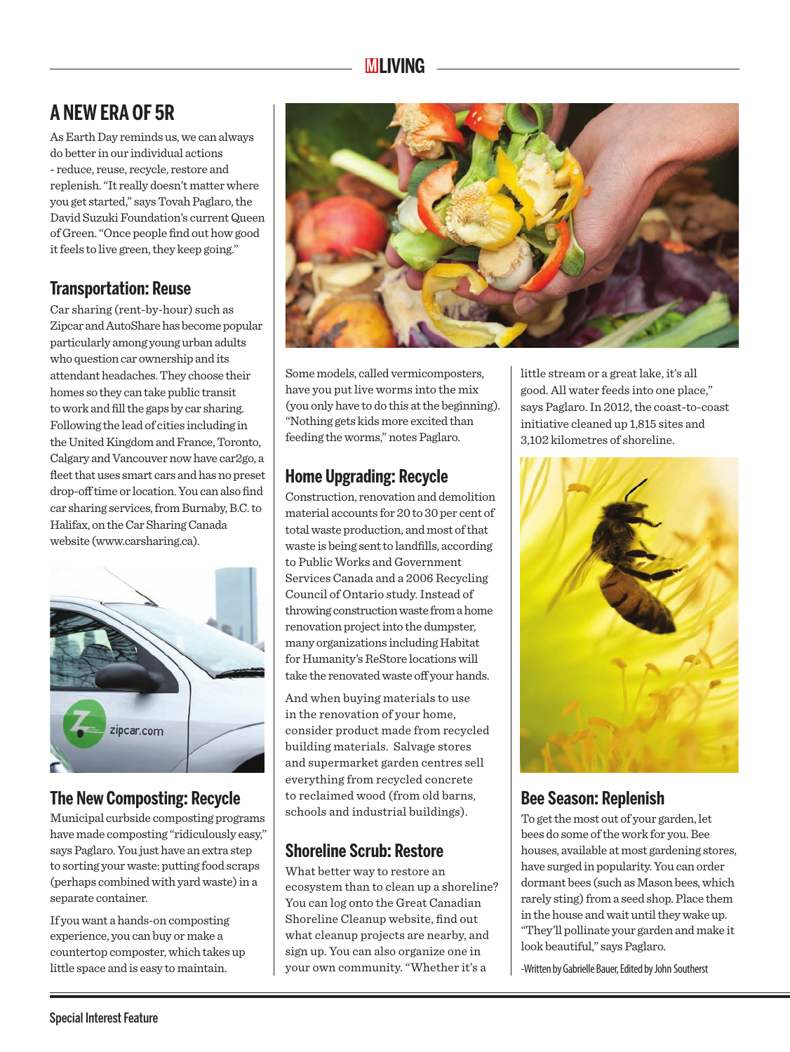# A NEW ERA OF 5R

As Earth Day reminds us, we can always do better in our individual actions - reduce, reuse, recycle, restore and replenish. "It really doesn't matter where you get started," says Tovah Paglaro, the David Suzuki Foundation's current Queen of Green. "Once people find out how good it feels to live green, they keep going."

## Transportation: Reuse

Car sharing (rent-by-hour) such as Zipcar and AutoShare has become popular particularly among young urban adults who question car ownership and its attendant headaches. They choose their homes so they can take public transit to work and fill the gaps by car sharing. Following the lead of cities including in the United Kingdom and France, Toronto, Calgary and Vancouver now have car2go, a fleet that uses smart cars and has no preset drop-off time or location. You can also find car sharing services, from Burnaby, B.C. to Halifax, on the Car Sharing Canada website (www.carsharing.ca).

## The New Composting: Recycle

Municipal curbside composting programs have made composting "ridiculously easy," says Paglaro. You just have an extra step to sorting your waste: putting food scraps (perhaps combined with yard waste) in a separate container.

If you want a hands-on composting experience, you can buy or make a countertop composter, which takes up little space and is easy to maintain. Some models, called vermicomposters, have you put live worms into the mix (you only have to do this at the beginning). "Nothing gets kids more excited than feeding the worms," notes Paglaro.

## Home Upgrading: Recycle

Construction, renovation and demolition material accounts for 20 to 30 per cent of total waste production, and most of that waste is being sent to landfills, according to Public Works and Government Services Canada and a 2006 Recycling Council of Ontario study. Instead of throwing construction waste from a home renovation project into the dumpster, many organizations including Habitat for Humanity's ReStore locations will take the renovated waste off your hands.

And when buying materials to use in the renovation of your home, consider product made from recycled building materials. Salvage stores and supermarket garden centres sell everything from recycled concrete to reclaimed wood (from old barns, schools and industrial buildings).

## Shoreline Scrub: Restore

What better way to restore an ecosystem than to clean up a shoreline? You can log onto the Great Canadian Shoreline Cleanup website, find out what cleanup projects are nearby, and sign up. You can also organize one in your own community. "Whether it's a little stream or a great lake, it's all good. All water feeds into one place," says Paglaro. In 2012, the coast-to-coast initiative cleaned up 1,815 sites and 3,102 kilometres of shoreline.

## Bee Season: Replenish

To get the most out of your garden, let bees do some of the work for you. Bee houses, available at most gardening stores, have surged in popularity. You can order dormant bees (such as Mason bees, which rarely sting) from a seed shop. Place them in the house and wait until they wake up. "They'll pollinate your garden and make it look beautiful," says Paglaro.

-Written by Gabrielle Bauer, Edited by John Southerst